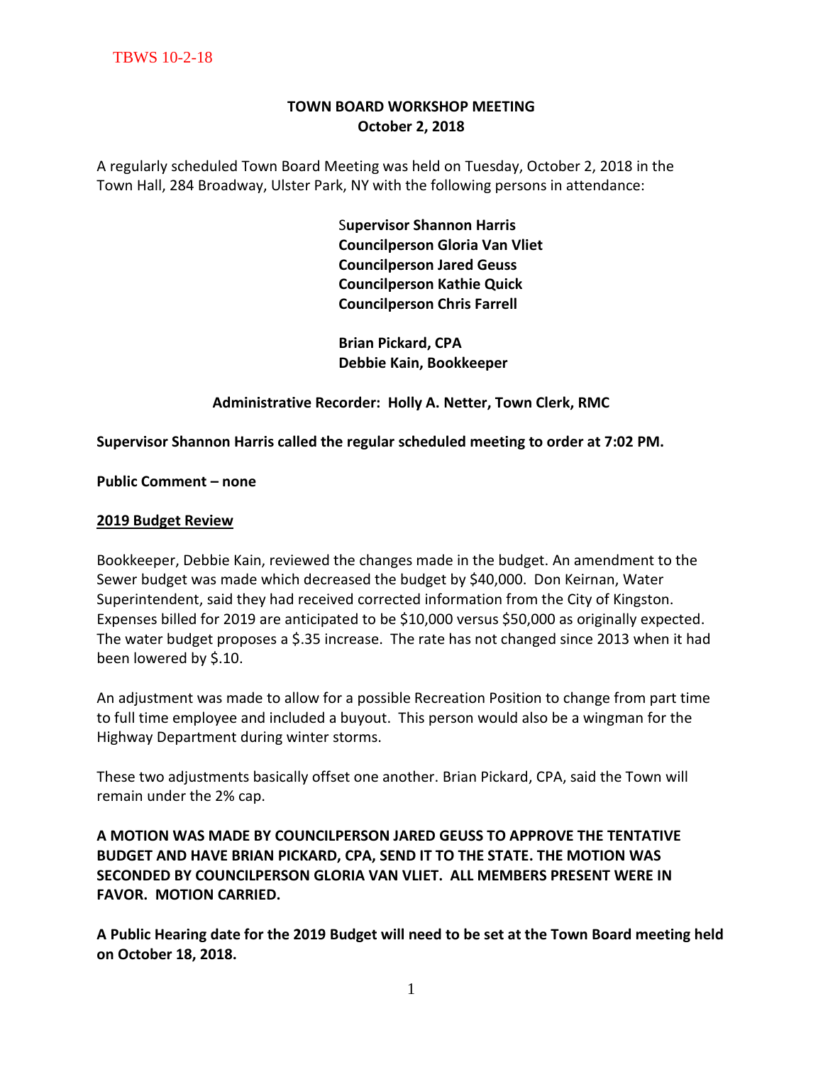TBWS 10-2-18

**TOWN BOARD WORKSHOP MEETING**
**October 2, 2018**

A regularly scheduled Town Board Meeting was held on Tuesday, October 2, 2018 in the Town Hall, 284 Broadway, Ulster Park, NY with the following persons in attendance:

**Supervisor Shannon Harris**
**Councilperson Gloria Van Vliet**
**Councilperson Jared Geuss**
**Councilperson Kathie Quick**
**Councilperson Chris Farrell**

**Brian Pickard, CPA**
**Debbie Kain, Bookkeeper**

**Administrative Recorder: Holly A. Netter, Town Clerk, RMC**

**Supervisor Shannon Harris called the regular scheduled meeting to order at 7:02 PM.**

**Public Comment – none**

**2019 Budget Review**

Bookkeeper, Debbie Kain, reviewed the changes made in the budget. An amendment to the Sewer budget was made which decreased the budget by $40,000. Don Keirnan, Water Superintendent, said they had received corrected information from the City of Kingston. Expenses billed for 2019 are anticipated to be $10,000 versus $50,000 as originally expected. The water budget proposes a $.35 increase. The rate has not changed since 2013 when it had been lowered by $.10.

An adjustment was made to allow for a possible Recreation Position to change from part time to full time employee and included a buyout. This person would also be a wingman for the Highway Department during winter storms.

These two adjustments basically offset one another. Brian Pickard, CPA, said the Town will remain under the 2% cap.

**A MOTION WAS MADE BY COUNCILPERSON JARED GEUSS TO APPROVE THE TENTATIVE BUDGET AND HAVE BRIAN PICKARD, CPA, SEND IT TO THE STATE. THE MOTION WAS SECONDED BY COUNCILPERSON GLORIA VAN VLIET. ALL MEMBERS PRESENT WERE IN FAVOR. MOTION CARRIED.**

**A Public Hearing date for the 2019 Budget will need to be set at the Town Board meeting held on October 18, 2018.**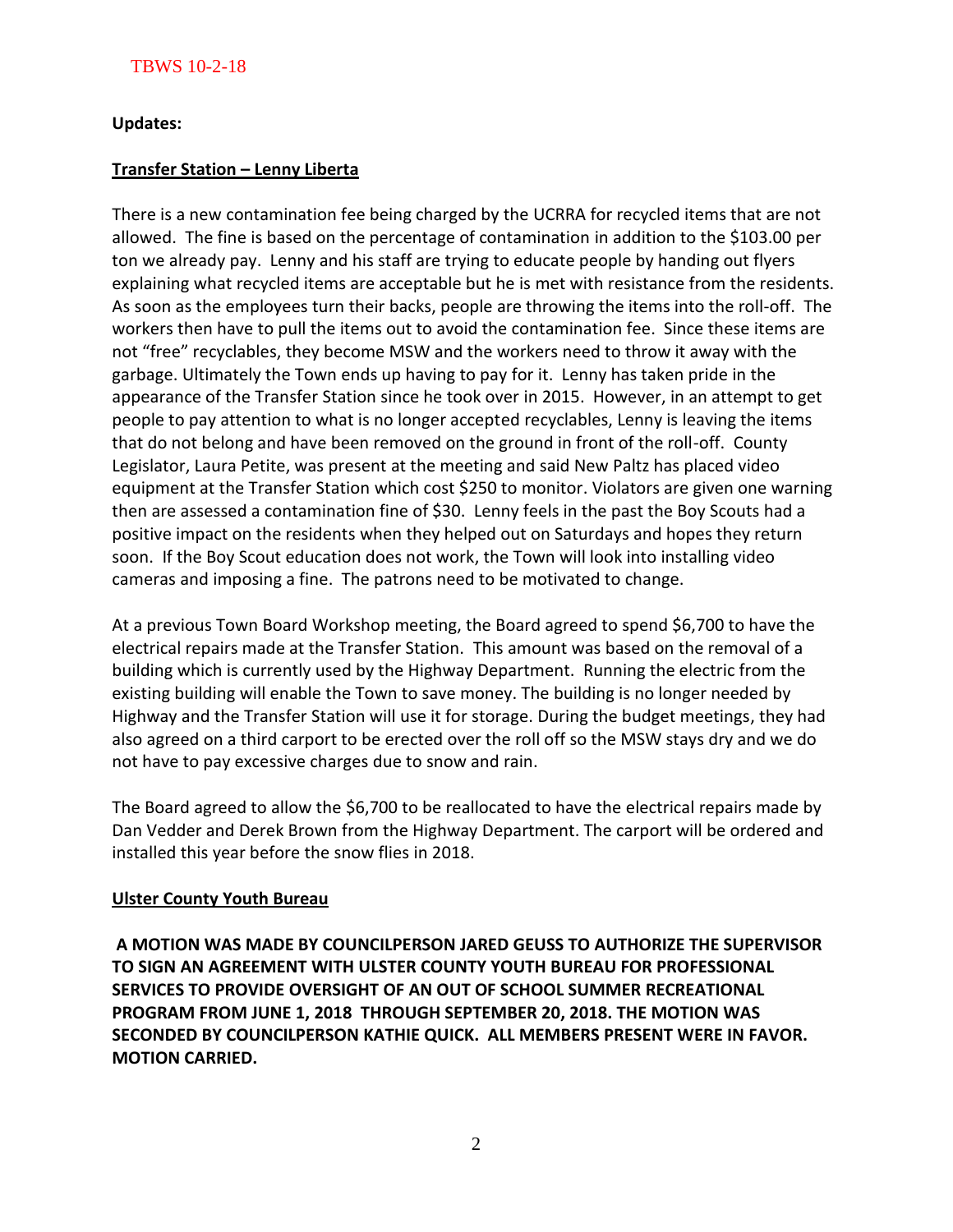**Updates:**

**Transfer Station – Lenny Liberta**

There is a new contamination fee being charged by the UCRRA for recycled items that are not allowed. The fine is based on the percentage of contamination in addition to the $103.00 per ton we already pay. Lenny and his staff are trying to educate people by handing out flyers explaining what recycled items are acceptable but he is met with resistance from the residents. As soon as the employees turn their backs, people are throwing the items into the roll-off. The workers then have to pull the items out to avoid the contamination fee. Since these items are not "free" recyclables, they become MSW and the workers need to throw it away with the garbage. Ultimately the Town ends up having to pay for it. Lenny has taken pride in the appearance of the Transfer Station since he took over in 2015. However, in an attempt to get people to pay attention to what is no longer accepted recyclables, Lenny is leaving the items that do not belong and have been removed on the ground in front of the roll-off. County Legislator, Laura Petite, was present at the meeting and said New Paltz has placed video equipment at the Transfer Station which cost $250 to monitor. Violators are given one warning then are assessed a contamination fine of $30. Lenny feels in the past the Boy Scouts had a positive impact on the residents when they helped out on Saturdays and hopes they return soon. If the Boy Scout education does not work, the Town will look into installing video cameras and imposing a fine. The patrons need to be motivated to change.

At a previous Town Board Workshop meeting, the Board agreed to spend $6,700 to have the electrical repairs made at the Transfer Station. This amount was based on the removal of a building which is currently used by the Highway Department. Running the electric from the existing building will enable the Town to save money. The building is no longer needed by Highway and the Transfer Station will use it for storage. During the budget meetings, they had also agreed on a third carport to be erected over the roll off so the MSW stays dry and we do not have to pay excessive charges due to snow and rain.

The Board agreed to allow the $6,700 to be reallocated to have the electrical repairs made by Dan Vedder and Derek Brown from the Highway Department. The carport will be ordered and installed this year before the snow flies in 2018.

**Ulster County Youth Bureau**

**A MOTION WAS MADE BY COUNCILPERSON JARED GEUSS TO AUTHORIZE THE SUPERVISOR TO SIGN AN AGREEMENT WITH ULSTER COUNTY YOUTH BUREAU FOR PROFESSIONAL SERVICES TO PROVIDE OVERSIGHT OF AN OUT OF SCHOOL SUMMER RECREATIONAL PROGRAM FROM JUNE 1, 2018 THROUGH SEPTEMBER 20, 2018. THE MOTION WAS SECONDED BY COUNCILPERSON KATHIE QUICK. ALL MEMBERS PRESENT WERE IN FAVOR. MOTION CARRIED.**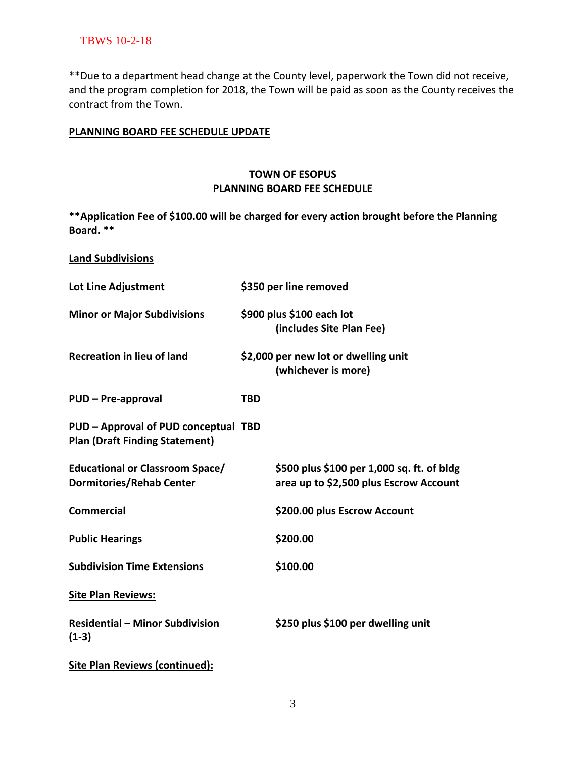**Due to a department head change at the County level, paperwork the Town did not receive, and the program completion for 2018, the Town will be paid as soon as the County receives the contract from the Town.

**<u>PLANNING BOARD FEE SCHEDULE UPDATE</u>**

**TOWN OF ESOPUS**
**PLANNING BOARD FEE SCHEDULE**

****Application Fee of $100.00 will be charged for every action brought before the Planning Board. ****

**<u>Land Subdivisions</u>**

| | |
|---|---|
| **Lot Line Adjustment** | **$350 per line removed** |
| **Minor or Major Subdivisions** | **$900 plus $100 each lot (includes Site Plan Fee)** |
| **Recreation in lieu of land** | **$2,000 per new lot or dwelling unit (whichever is more)** |
| **PUD – Pre-approval** | **TBD** |
| **PUD – Approval of PUD conceptual Plan (Draft Finding Statement)** | **TBD** |
| **Educational or Classroom Space/ Dormitories/Rehab Center** | **$500 plus $100 per 1,000 sq. ft. of bldg area up to $2,500 plus Escrow Account** |
| **Commercial** | **$200.00 plus Escrow Account** |
| **Public Hearings** | **$200.00** |
| **Subdivision Time Extensions** | **$100.00** |

**<u>Site Plan Reviews:</u>**

| | |
|---|---|
| **Residential – Minor Subdivision (1-3)** | **$250 plus $100 per dwelling unit** |

**<u>Site Plan Reviews (continued):</u>**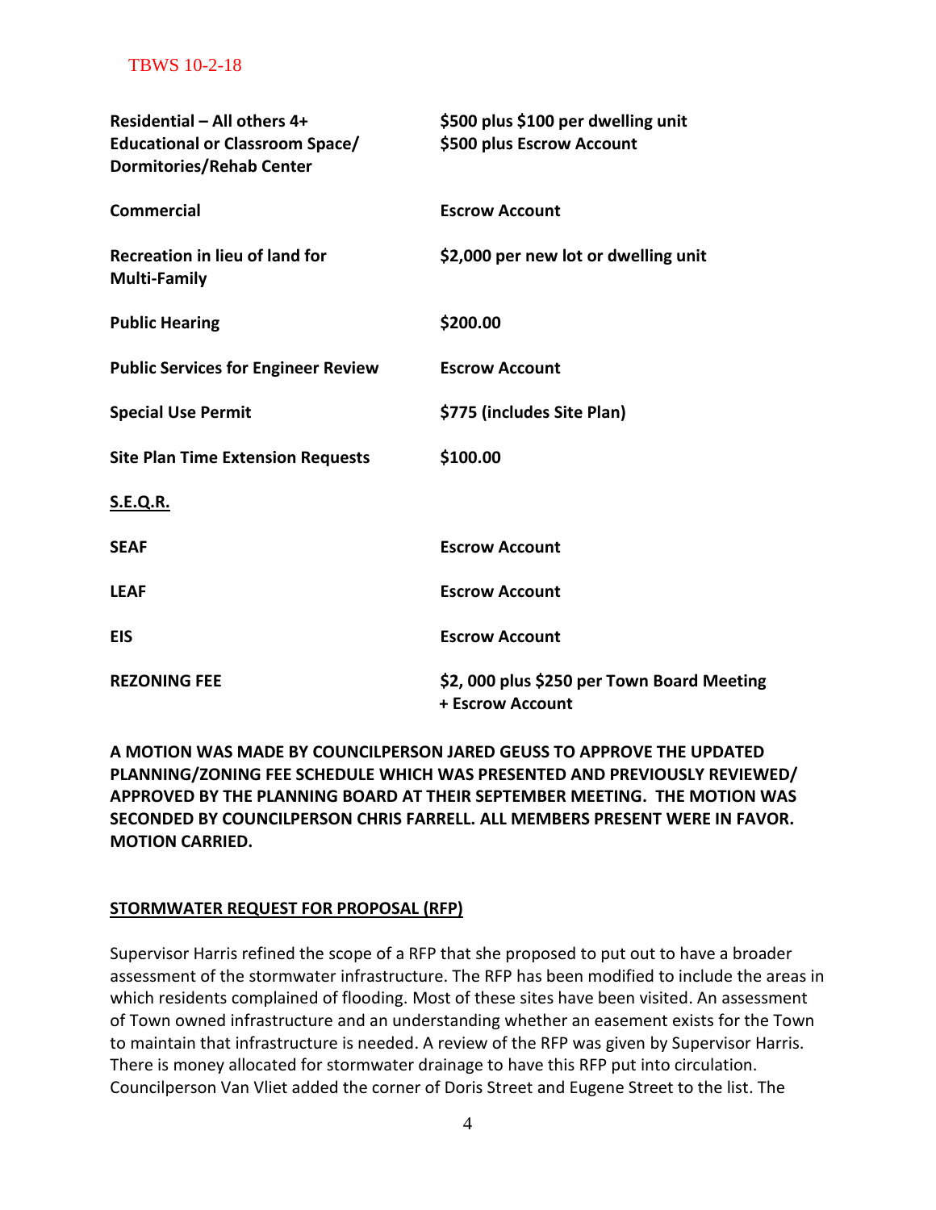| | |
|---|---|
| **Residential – All others 4+** | **$500 plus $100 per dwelling unit** |
| **Educational or Classroom Space/ Dormitories/Rehab Center** | **$500 plus Escrow Account** |
| **Commercial** | **Escrow Account** |
| **Recreation in lieu of land for Multi-Family** | **$2,000 per new lot or dwelling unit** |
| **Public Hearing** | **$200.00** |
| **Public Services for Engineer Review** | **Escrow Account** |
| **Special Use Permit** | **$775 (includes Site Plan)** |
| **Site Plan Time Extension Requests** | **$100.00** |
| **S.E.Q.R.** | |
| **SEAF** | **Escrow Account** |
| **LEAF** | **Escrow Account** |
| **EIS** | **Escrow Account** |
| **REZONING FEE** | **$2, 000 plus $250 per Town Board Meeting + Escrow Account** |

**A MOTION WAS MADE BY COUNCILPERSON JARED GEUSS TO APPROVE THE UPDATED PLANNING/ZONING FEE SCHEDULE WHICH WAS PRESENTED AND PREVIOUSLY REVIEWED/ APPROVED BY THE PLANNING BOARD AT THEIR SEPTEMBER MEETING. THE MOTION WAS SECONDED BY COUNCILPERSON CHRIS FARRELL. ALL MEMBERS PRESENT WERE IN FAVOR. MOTION CARRIED.**

**STORMWATER REQUEST FOR PROPOSAL (RFP)**

Supervisor Harris refined the scope of a RFP that she proposed to put out to have a broader assessment of the stormwater infrastructure. The RFP has been modified to include the areas in which residents complained of flooding. Most of these sites have been visited. An assessment of Town owned infrastructure and an understanding whether an easement exists for the Town to maintain that infrastructure is needed. A review of the RFP was given by Supervisor Harris. There is money allocated for stormwater drainage to have this RFP put into circulation. Councilperson Van Vliet added the corner of Doris Street and Eugene Street to the list. The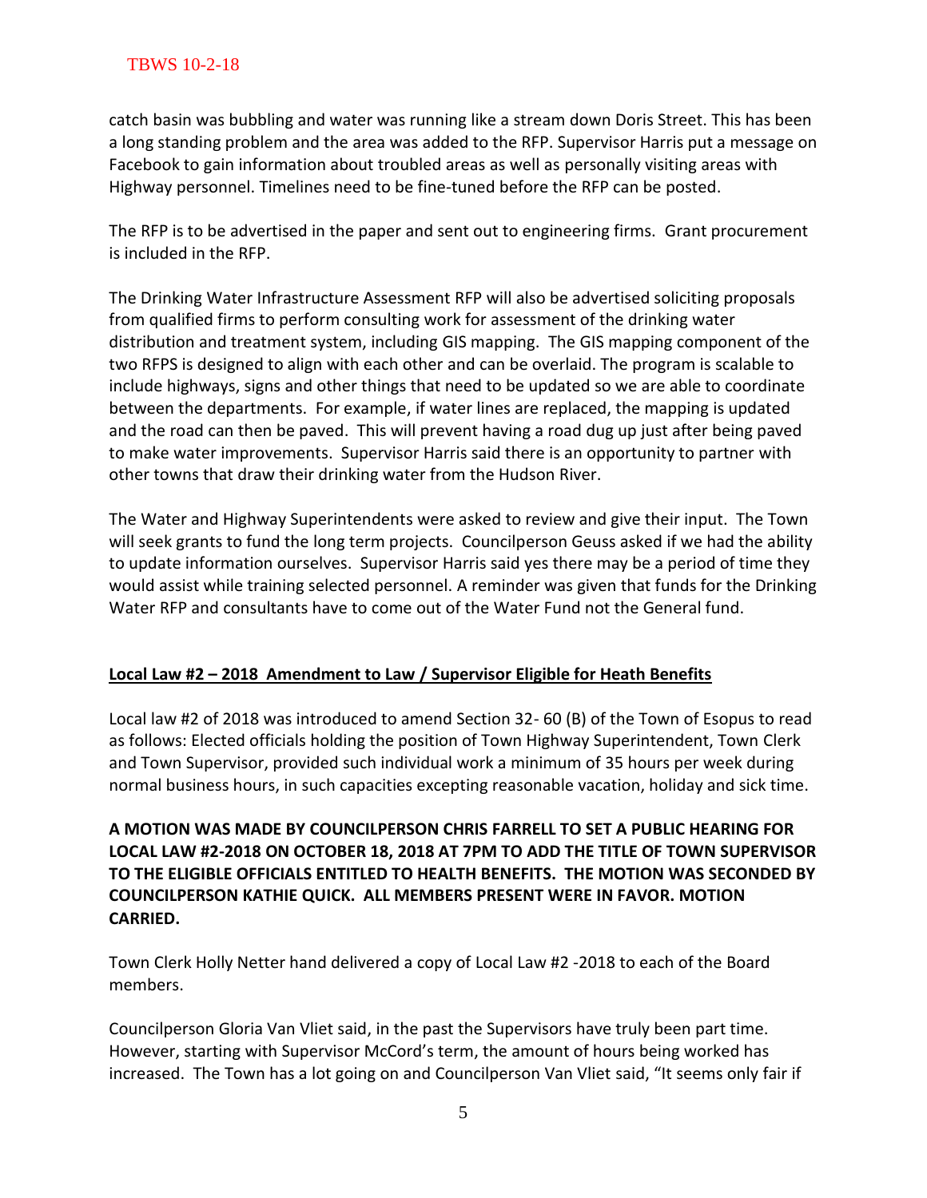catch basin was bubbling and water was running like a stream down Doris Street. This has been a long standing problem and the area was added to the RFP. Supervisor Harris put a message on Facebook to gain information about troubled areas as well as personally visiting areas with Highway personnel. Timelines need to be fine-tuned before the RFP can be posted.

The RFP is to be advertised in the paper and sent out to engineering firms. Grant procurement is included in the RFP.

The Drinking Water Infrastructure Assessment RFP will also be advertised soliciting proposals from qualified firms to perform consulting work for assessment of the drinking water distribution and treatment system, including GIS mapping. The GIS mapping component of the two RFPS is designed to align with each other and can be overlaid. The program is scalable to include highways, signs and other things that need to be updated so we are able to coordinate between the departments. For example, if water lines are replaced, the mapping is updated and the road can then be paved. This will prevent having a road dug up just after being paved to make water improvements. Supervisor Harris said there is an opportunity to partner with other towns that draw their drinking water from the Hudson River.

The Water and Highway Superintendents were asked to review and give their input. The Town will seek grants to fund the long term projects. Councilperson Geuss asked if we had the ability to update information ourselves. Supervisor Harris said yes there may be a period of time they would assist while training selected personnel. A reminder was given that funds for the Drinking Water RFP and consultants have to come out of the Water Fund not the General fund.

**<u>Local Law #2 – 2018 Amendment to Law / Supervisor Eligible for Heath Benefits</u>**

Local law #2 of 2018 was introduced to amend Section 32- 60 (B) of the Town of Esopus to read as follows: Elected officials holding the position of Town Highway Superintendent, Town Clerk and Town Supervisor, provided such individual work a minimum of 35 hours per week during normal business hours, in such capacities excepting reasonable vacation, holiday and sick time.

**A MOTION WAS MADE BY COUNCILPERSON CHRIS FARRELL TO SET A PUBLIC HEARING FOR LOCAL LAW #2-2018 ON OCTOBER 18, 2018 AT 7PM TO ADD THE TITLE OF TOWN SUPERVISOR TO THE ELIGIBLE OFFICIALS ENTITLED TO HEALTH BENEFITS. THE MOTION WAS SECONDED BY COUNCILPERSON KATHIE QUICK. ALL MEMBERS PRESENT WERE IN FAVOR. MOTION CARRIED.**

Town Clerk Holly Netter hand delivered a copy of Local Law #2 -2018 to each of the Board members.

Councilperson Gloria Van Vliet said, in the past the Supervisors have truly been part time. However, starting with Supervisor McCord's term, the amount of hours being worked has increased. The Town has a lot going on and Councilperson Van Vliet said, "It seems only fair if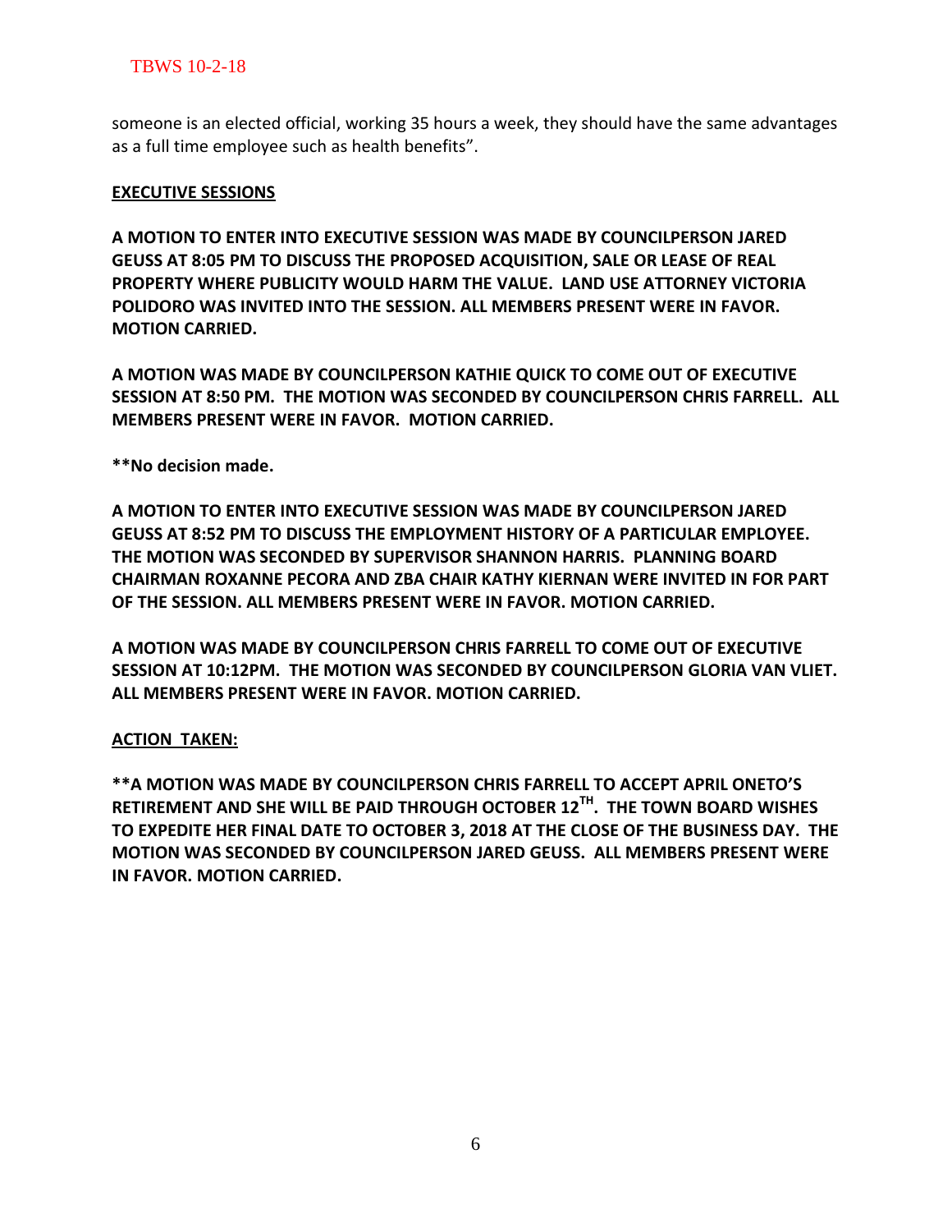someone is an elected official, working 35 hours a week, they should have the same advantages as a full time employee such as health benefits".

**EXECUTIVE SESSIONS**

**A MOTION TO ENTER INTO EXECUTIVE SESSION WAS MADE BY COUNCILPERSON JARED GEUSS AT 8:05 PM TO DISCUSS THE PROPOSED ACQUISITION, SALE OR LEASE OF REAL PROPERTY WHERE PUBLICITY WOULD HARM THE VALUE. LAND USE ATTORNEY VICTORIA POLIDORO WAS INVITED INTO THE SESSION. ALL MEMBERS PRESENT WERE IN FAVOR. MOTION CARRIED.**

**A MOTION WAS MADE BY COUNCILPERSON KATHIE QUICK TO COME OUT OF EXECUTIVE SESSION AT 8:50 PM. THE MOTION WAS SECONDED BY COUNCILPERSON CHRIS FARRELL. ALL MEMBERS PRESENT WERE IN FAVOR. MOTION CARRIED.**

**\*\*No decision made.**

**A MOTION TO ENTER INTO EXECUTIVE SESSION WAS MADE BY COUNCILPERSON JARED GEUSS AT 8:52 PM TO DISCUSS THE EMPLOYMENT HISTORY OF A PARTICULAR EMPLOYEE. THE MOTION WAS SECONDED BY SUPERVISOR SHANNON HARRIS. PLANNING BOARD CHAIRMAN ROXANNE PECORA AND ZBA CHAIR KATHY KIERNAN WERE INVITED IN FOR PART OF THE SESSION. ALL MEMBERS PRESENT WERE IN FAVOR. MOTION CARRIED.**

**A MOTION WAS MADE BY COUNCILPERSON CHRIS FARRELL TO COME OUT OF EXECUTIVE SESSION AT 10:12PM. THE MOTION WAS SECONDED BY COUNCILPERSON GLORIA VAN VLIET. ALL MEMBERS PRESENT WERE IN FAVOR. MOTION CARRIED.**

**ACTION TAKEN:**

**\*\*A MOTION WAS MADE BY COUNCILPERSON CHRIS FARRELL TO ACCEPT APRIL ONETO'S RETIREMENT AND SHE WILL BE PAID THROUGH OCTOBER 12TH. THE TOWN BOARD WISHES TO EXPEDITE HER FINAL DATE TO OCTOBER 3, 2018 AT THE CLOSE OF THE BUSINESS DAY. THE MOTION WAS SECONDED BY COUNCILPERSON JARED GEUSS. ALL MEMBERS PRESENT WERE IN FAVOR. MOTION CARRIED.**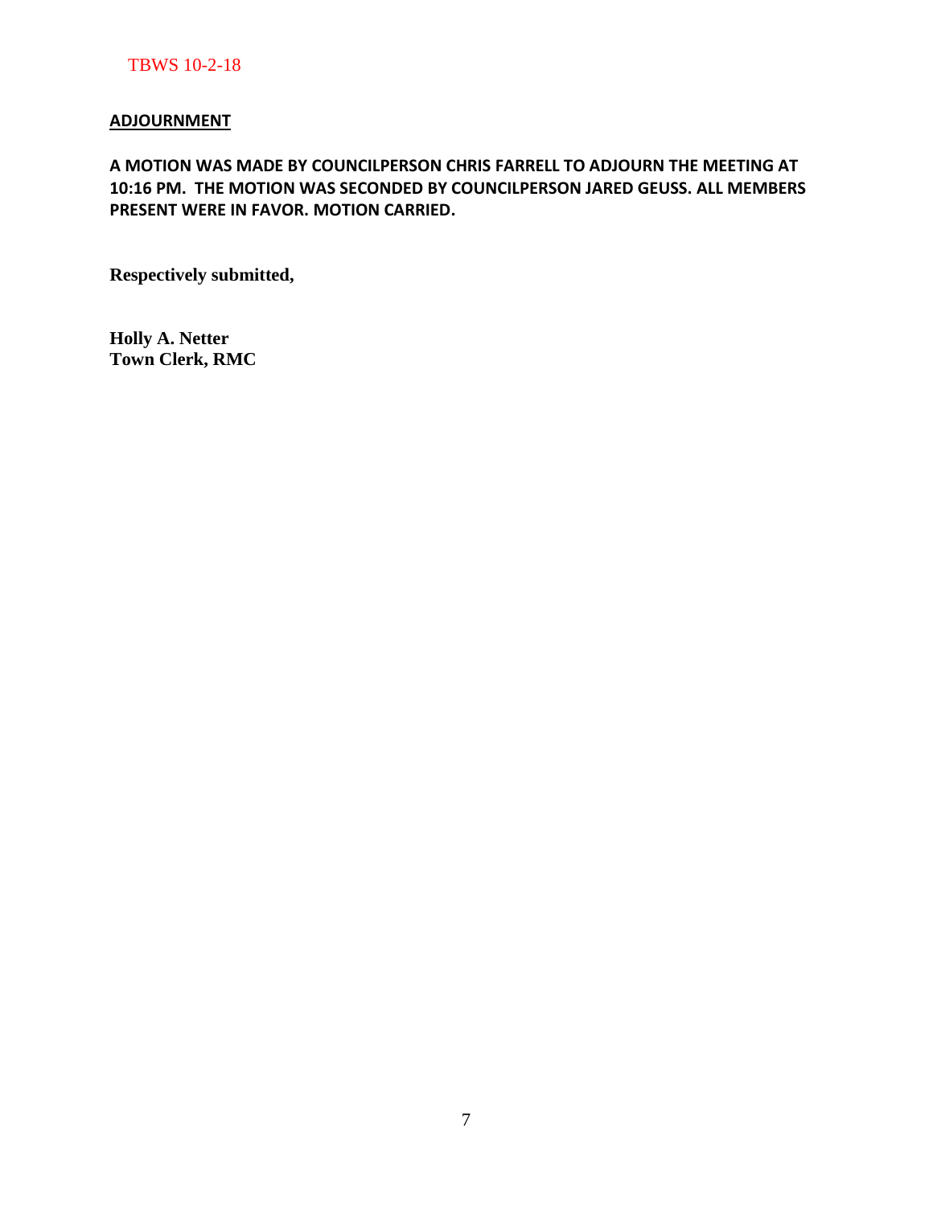**ADJOURNMENT**

**A MOTION WAS MADE BY COUNCILPERSON CHRIS FARRELL TO ADJOURN THE MEETING AT 10:16 PM. THE MOTION WAS SECONDED BY COUNCILPERSON JARED GEUSS. ALL MEMBERS PRESENT WERE IN FAVOR. MOTION CARRIED.**

**Respectively submitted,**

**Holly A. Netter**
**Town Clerk, RMC**